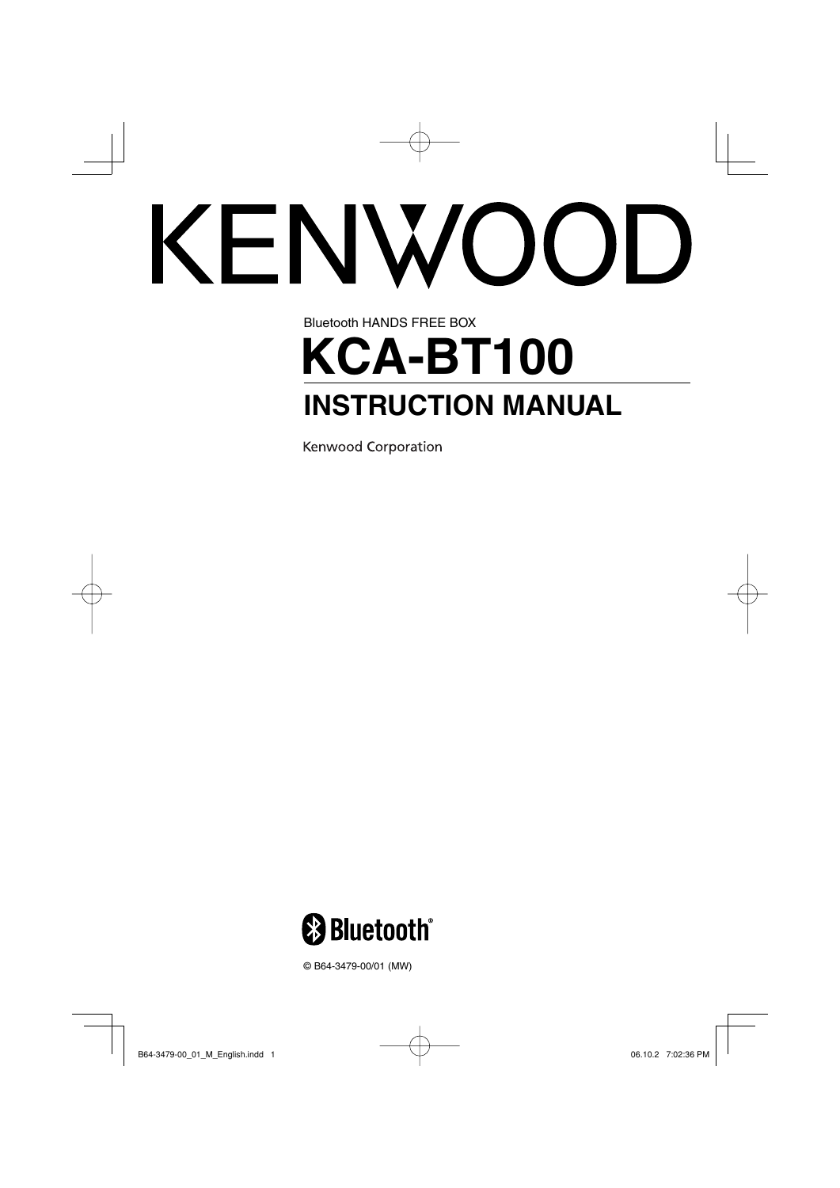# KENWOOD

Bluetooth HANDS FREE BOX

# KCA-BT100

## INSTRUCTION MANUAL

Kenwood Corporation

Bluetooth®

© B64-3479-00/01 (MW)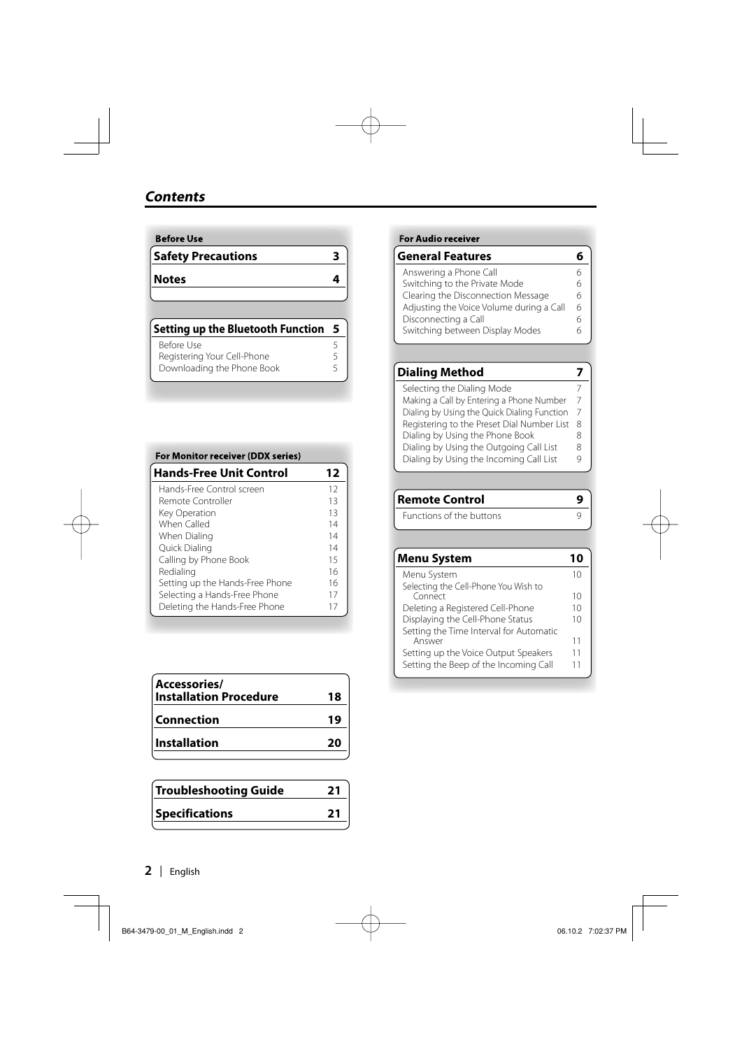# Contents

**Before Use**

| Safety Precautions | 3 |
|---|---|
| Notes | 4 |

| Setting up the Bluetooth Function | 5 |
|---|---|
| Before Use | 5 |
| Registering Your Cell-Phone | 5 |
| Downloading the Phone Book | 5 |

**For Monitor receiver (DDX series)**

| Hands-Free Unit Control | 12 |
|---|---|
| Hands-Free Control screen | 12 |
| Remote Controller | 13 |
| Key Operation | 13 |
| When Called | 14 |
| When Dialing | 14 |
| Quick Dialing | 14 |
| Calling by Phone Book | 15 |
| Redialing | 16 |
| Setting up the Hands-Free Phone | 16 |
| Selecting a Hands-Free Phone | 17 |
| Deleting the Hands-Free Phone | 17 |

| Accessories/ Installation Procedure | 18 |
|---|---|
| Connection | 19 |
| Installation | 20 |

| Troubleshooting Guide | 21 |
|---|---|
| Specifications | 21 |

**For Audio receiver**

| General Features | 6 |
|---|---|
| Answering a Phone Call | 6 |
| Switching to the Private Mode | 6 |
| Clearing the Disconnection Message | 6 |
| Adjusting the Voice Volume during a Call | 6 |
| Disconnecting a Call | 6 |
| Switching between Display Modes | 6 |

| Dialing Method | 7 |
|---|---|
| Selecting the Dialing Mode | 7 |
| Making a Call by Entering a Phone Number | 7 |
| Dialing by Using the Quick Dialing Function | 7 |
| Registering to the Preset Dial Number List | 8 |
| Dialing by Using the Phone Book | 8 |
| Dialing by Using the Outgoing Call List | 8 |
| Dialing by Using the Incoming Call List | 9 |

| Remote Control | 9 |
|---|---|
| Functions of the buttons | 9 |

| Menu System | 10 |
|---|---|
| Menu System | 10 |
| Selecting the Cell-Phone You Wish to Connect | 10 |
| Deleting a Registered Cell-Phone | 10 |
| Displaying the Cell-Phone Status | 10 |
| Setting the Time Interval for Automatic Answer | 11 |
| Setting up the Voice Output Speakers | 11 |
| Setting the Beep of the Incoming Call | 11 |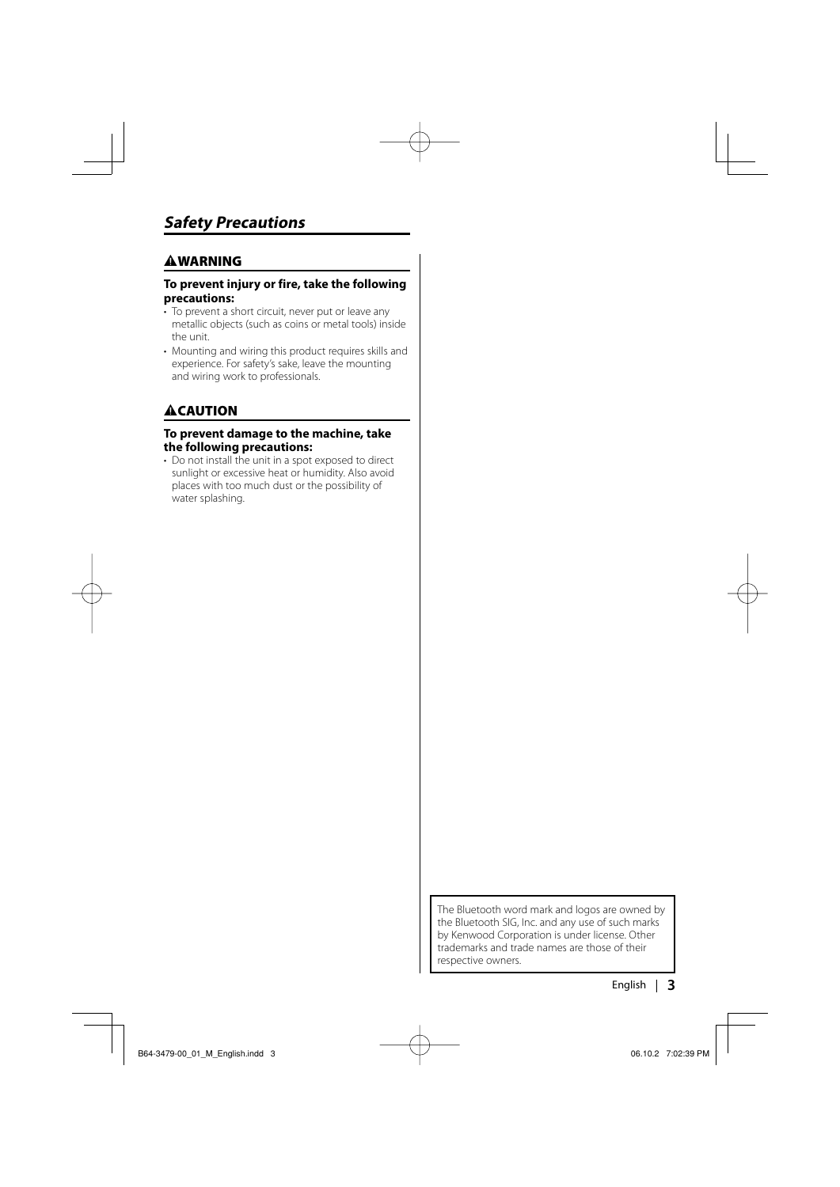# Safety Precautions

## ⚠WARNING

**To prevent injury or fire, take the following precautions:**

- To prevent a short circuit, never put or leave any metallic objects (such as coins or metal tools) inside the unit.
- Mounting and wiring this product requires skills and experience. For safety's sake, leave the mounting and wiring work to professionals.

## ⚠CAUTION

**To prevent damage to the machine, take the following precautions:**

- Do not install the unit in a spot exposed to direct sunlight or excessive heat or humidity. Also avoid places with too much dust or the possibility of water splashing.

The Bluetooth word mark and logos are owned by the Bluetooth SIG, Inc. and any use of such marks by Kenwood Corporation is under license. Other trademarks and trade names are those of their respective owners.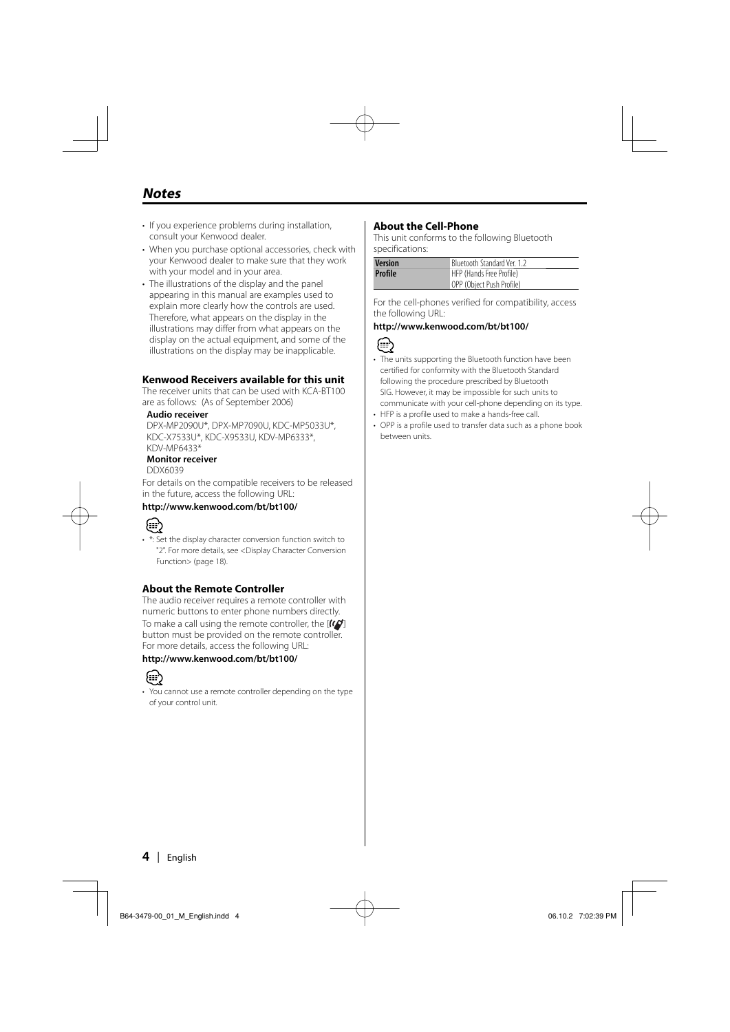# *Notes*

- If you experience problems during installation, consult your Kenwood dealer.
- When you purchase optional accessories, check with your Kenwood dealer to make sure that they work with your model and in your area.
- The illustrations of the display and the panel appearing in this manual are examples used to explain more clearly how the controls are used. Therefore, what appears on the display in the illustrations may differ from what appears on the display on the actual equipment, and some of the illustrations on the display may be inapplicable.

### Kenwood Receivers available for this unit

The receiver units that can be used with KCA-BT100 are as follows: (As of September 2006)

**Audio receiver**

DPX-MP2090U*, DPX-MP7090U, KDC-MP5033U*, KDC-X7533U*, KDC-X9533U, KDV-MP6333*, KDV-MP6433*

**Monitor receiver**

DDX6039

For details on the compatible receivers to be released in the future, access the following URL:

**http://www.kenwood.com/bt/bt100/**

- *: Set the display character conversion function switch to "2". For more details, see <Display Character Conversion Function> (page 18).

### About the Remote Controller

The audio receiver requires a remote controller with numeric buttons to enter phone numbers directly.

To make a call using the remote controller, the [ ] button must be provided on the remote controller. For more details, access the following URL:

**http://www.kenwood.com/bt/bt100/**

- You cannot use a remote controller depending on the type of your control unit.

### About the Cell-Phone

This unit conforms to the following Bluetooth specifications:

| | |
|---|---|
| **Version** | Bluetooth Standard Ver. 1.2 |
| **Profile** | HFP (Hands Free Profile) |
| | OPP (Object Push Profile) |

For the cell-phones verified for compatibility, access the following URL:

**http://www.kenwood.com/bt/bt100/**

- The units supporting the Bluetooth function have been certified for conformity with the Bluetooth Standard following the procedure prescribed by Bluetooth SIG. However, it may be impossible for such units to communicate with your cell-phone depending on its type.
- HFP is a profile used to make a hands-free call.
- OPP is a profile used to transfer data such as a phone book between units.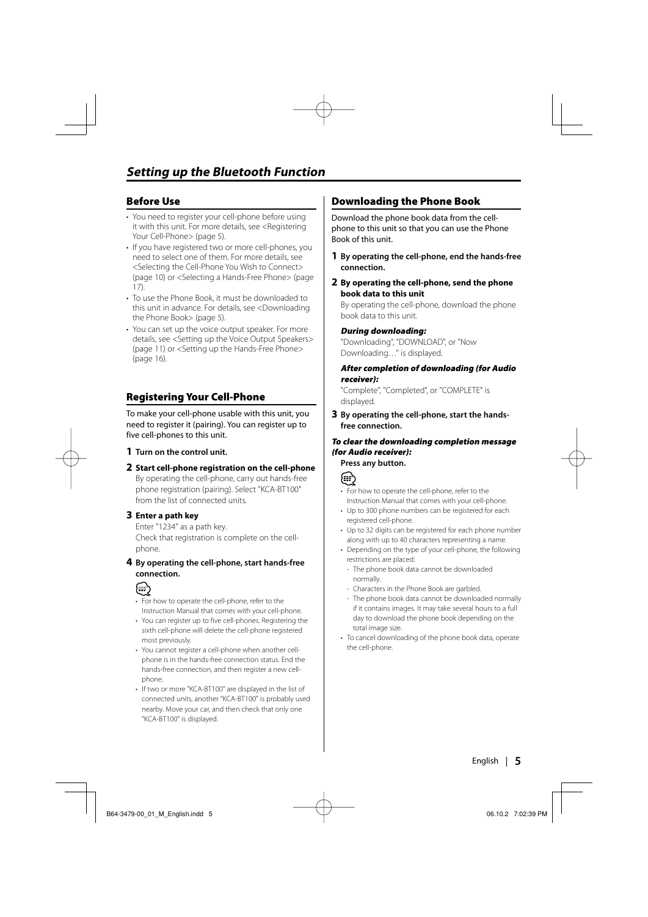# Setting up the Bluetooth Function

## Before Use

- You need to register your cell-phone before using it with this unit. For more details, see <Registering Your Cell-Phone> (page 5).
- If you have registered two or more cell-phones, you need to select one of them. For more details, see <Selecting the Cell-Phone You Wish to Connect> (page 10) or <Selecting a Hands-Free Phone> (page 17).
- To use the Phone Book, it must be downloaded to this unit in advance. For details, see <Downloading the Phone Book> (page 5).
- You can set up the voice output speaker. For more details, see <Setting up the Voice Output Speakers> (page 11) or <Setting up the Hands-Free Phone> (page 16).

## Registering Your Cell-Phone

To make your cell-phone usable with this unit, you need to register it (pairing). You can register up to five cell-phones to this unit.

**1 Turn on the control unit.**

**2 Start cell-phone registration on the cell-phone**

By operating the cell-phone, carry out hands-free phone registration (pairing). Select "KCA-BT100" from the list of connected units.

**3 Enter a path key**

Enter "1234" as a path key.
Check that registration is complete on the cell-phone.

**4 By operating the cell-phone, start hands-free connection.**

- For how to operate the cell-phone, refer to the Instruction Manual that comes with your cell-phone.
- You can register up to five cell-phones. Registering the sixth cell-phone will delete the cell-phone registered most previously.
- You cannot register a cell-phone when another cell-phone is in the hands-free connection status. End the hands-free connection, and then register a new cell-phone.
- If two or more "KCA-BT100" are displayed in the list of connected units, another "KCA-BT100" is probably used nearby. Move your car, and then check that only one "KCA-BT100" is displayed.

## Downloading the Phone Book

Download the phone book data from the cell-phone to this unit so that you can use the Phone Book of this unit.

**1 By operating the cell-phone, end the hands-free connection.**

**2 By operating the cell-phone, send the phone book data to this unit**

By operating the cell-phone, download the phone book data to this unit.

***During downloading:***
"Downloading", "DOWNLOAD", or "Now Downloading…" is displayed.

***After completion of downloading (for Audio receiver):***
"Complete", "Completed", or "COMPLETE" is displayed.

**3 By operating the cell-phone, start the hands-free connection.**

***To clear the downloading completion message (for Audio receiver):***
**Press any button.**

- For how to operate the cell-phone, refer to the Instruction Manual that comes with your cell-phone.
- Up to 300 phone numbers can be registered for each registered cell-phone.
- Up to 32 digits can be registered for each phone number along with up to 40 characters representing a name.
- Depending on the type of your cell-phone, the following restrictions are placed:
  - The phone book data cannot be downloaded normally.
  - Characters in the Phone Book are garbled.
  - The phone book data cannot be downloaded normally if it contains images. It may take several hours to a full day to download the phone book depending on the total image size.
- To cancel downloading of the phone book data, operate the cell-phone.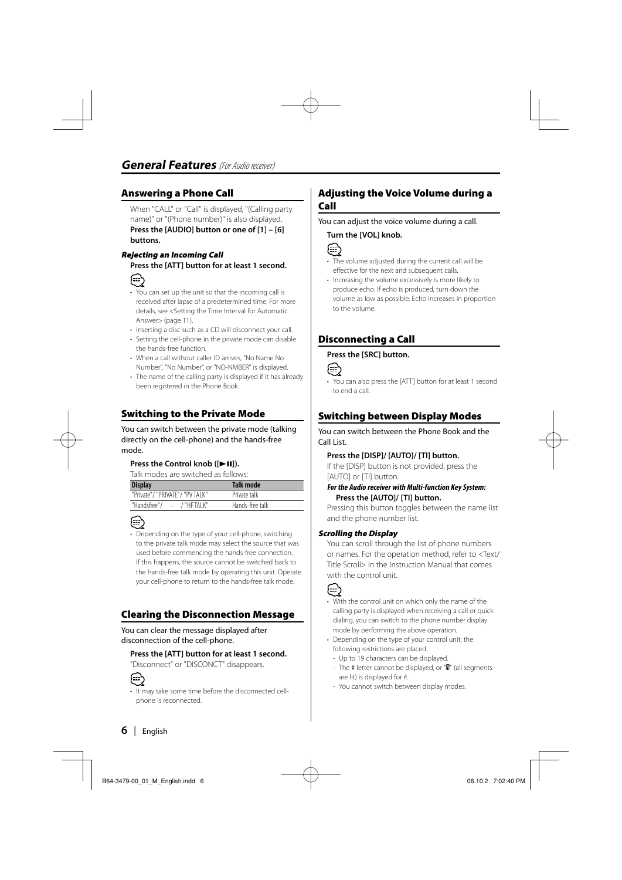# General Features *(For Audio receiver)*

## Answering a Phone Call

When "CALL" or "Call" is displayed, "(Calling party name)" or "(Phone number)" is also displayed.

**Press the [AUDIO] button or one of [1] – [6] buttons.**

#### *Rejecting an Incoming Call*

**Press the [ATT] button for at least 1 second.**

- You can set up the unit so that the incoming call is received after lapse of a predetermined time. For more details, see <Setting the Time Interval for Automatic Answer> (page 11).
- Inserting a disc such as a CD will disconnect your call.
- Setting the cell-phone in the private mode can disable the hands-free function.
- When a call without caller ID arrives, "No Name No Number", "No Number", or "NO-NMBER" is displayed.
- The name of the calling party is displayed if it has already been registered in the Phone Book.

## Switching to the Private Mode

You can switch between the private mode (talking directly on the cell-phone) and the hands-free mode.

**Press the Control knob ([►II]).**

Talk modes are switched as follows:

| Display | Talk mode |
|---|---|
| "Private"/ "PRIVATE"/ "PV TALK" | Private talk |
| "Handsfree"/ – / "HF TALK" | Hands-free talk |

- Depending on the type of your cell-phone, switching to the private talk mode may select the source that was used before commencing the hands-free connection. If this happens, the source cannot be switched back to the hands-free talk mode by operating this unit. Operate your cell-phone to return to the hands-free talk mode.

## Clearing the Disconnection Message

You can clear the message displayed after disconnection of the cell-phone.

**Press the [ATT] button for at least 1 second.**

"Disconnect" or "DISCONCT" disappears.

- It may take some time before the disconnected cell-phone is reconnected.

## Adjusting the Voice Volume during a Call

You can adjust the voice volume during a call.

**Turn the [VOL] knob.**

- The volume adjusted during the current call will be effective for the next and subsequent calls.
- Increasing the volume excessively is more likely to produce echo. If echo is produced, turn down the volume as low as possible. Echo increases in proportion to the volume.

## Disconnecting a Call

**Press the [SRC] button.**

- You can also press the [ATT] button for at least 1 second to end a call.

## Switching between Display Modes

You can switch between the Phone Book and the Call List.

**Press the [DISP]/ [AUTO]/ [TI] button.**

If the [DISP] button is not provided, press the [AUTO] or [TI] button.

***For the Audio receiver with Multi-function Key System:***

**Press the [AUTO]/ [TI] button.**

Pressing this button toggles between the name list and the phone number list.

#### *Scrolling the Display*

You can scroll through the list of phone numbers or names. For the operation method, refer to <Text/ Title Scroll> in the Instruction Manual that comes with the control unit.

- With the control unit on which only the name of the calling party is displayed when receiving a call or quick dialing, you can switch to the phone number display mode by performing the above operation.
- Depending on the type of your control unit, the following restrictions are placed.
  - Up to 19 characters can be displayed.
  - The # letter cannot be displayed, or "█" (all segments are lit) is displayed for #.
  - You cannot switch between display modes.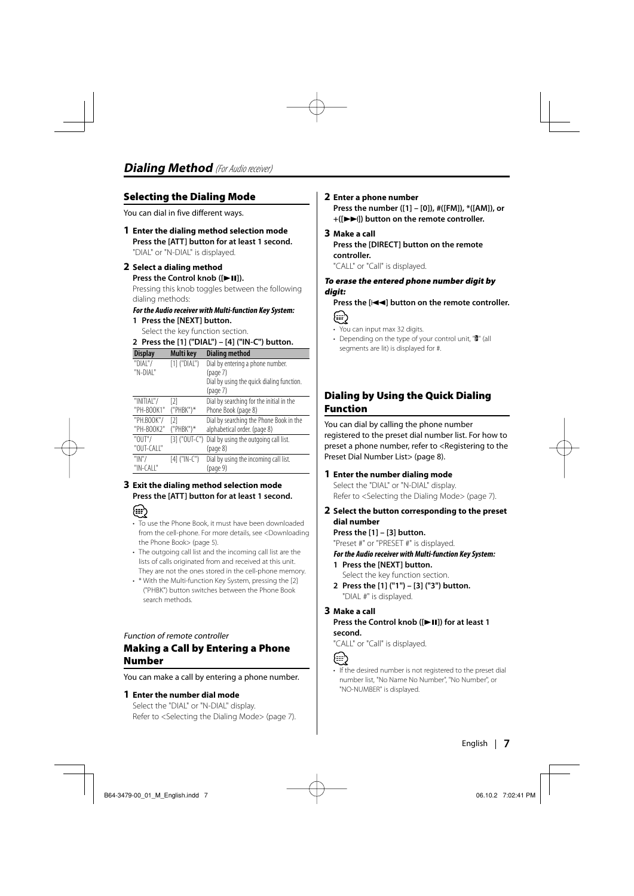# *Dialing Method* *(For Audio receiver)*

## Selecting the Dialing Mode

You can dial in five different ways.

**1 Enter the dialing method selection mode**
**Press the [ATT] button for at least 1 second.**
"DIAL" or "N-DIAL" is displayed.

**2 Select a dialing method**
**Press the Control knob ([►II]).**
Pressing this knob toggles between the following dialing methods:

***For the Audio receiver with Multi-function Key System:***

1. **Press the [NEXT] button.**
   Select the key function section.
2. **Press the [1] ("DIAL") – [4] ("IN-C") button.**

| Display | Multi key | Dialing method |
|---|---|---|
| "DIAL"/ "N-DIAL" | [1] ("DIAL") | Dial by entering a phone number. (page 7) Dial by using the quick dialing function. (page 7) |
| "INITIAL"/ "PH-BOOK1" | [2] ("PHBK")* | Dial by searching for the initial in the Phone Book (page 8) |
| "PH.BOOK"/ "PH-BOOK2" | [2] ("PHBK")* | Dial by searching the Phone Book in the alphabetical order. (page 8) |
| "OUT"/ "OUT-CALL" | [3] ("OUT-C") | Dial by using the outgoing call list. (page 8) |
| "IN"/ "IN-CALL" | [4] ("IN-C") | Dial by using the incoming call list. (page 9) |

**3 Exit the dialing method selection mode**
**Press the [ATT] button for at least 1 second.**

- To use the Phone Book, it must have been downloaded from the cell-phone. For more details, see <Downloading the Phone Book> (page 5).
- The outgoing call list and the incoming call list are the lists of calls originated from and received at this unit. They are not the ones stored in the cell-phone memory.
- * With the Multi-function Key System, pressing the [2] ("PHBK") button switches between the Phone Book search methods.

*Function of remote controller*

## Making a Call by Entering a Phone Number

You can make a call by entering a phone number.

**1 Enter the number dial mode**
Select the "DIAL" or "N-DIAL" display.
Refer to <Selecting the Dialing Mode> (page 7).

**2 Enter a phone number**
**Press the number ([1] – [0]), #([FM]), *([AM]), or +([►►I]) button on the remote controller.**

**3 Make a call**
**Press the [DIRECT] button on the remote controller.**
"CALL" or "Call" is displayed.

***To erase the entered phone number digit by digit:***

**Press the [I◄◄] button on the remote controller.**

- You can input max 32 digits.
- Depending on the type of your control unit, "8" (all segments are lit) is displayed for #.

## Dialing by Using the Quick Dialing Function

You can dial by calling the phone number registered to the preset dial number list. For how to preset a phone number, refer to <Registering to the Preset Dial Number List> (page 8).

**1 Enter the number dialing mode**
Select the "DIAL" or "N-DIAL" display.
Refer to <Selecting the Dialing Mode> (page 7).

**2 Select the button corresponding to the preset dial number**
**Press the [1] – [3] button.**
"Preset #" or "PRESET #" is displayed.

***For the Audio receiver with Multi-function Key System:***

1. **Press the [NEXT] button.**
   Select the key function section.
2. **Press the [1] ("1") – [3] ("3") button.**
   "DIAL #" is displayed.

**3 Make a call**
**Press the Control knob ([►II]) for at least 1 second.**
"CALL" or "Call" is displayed.

- If the desired number is not registered to the preset dial number list, "No Name No Number", "No Number", or "NO-NUMBER" is displayed.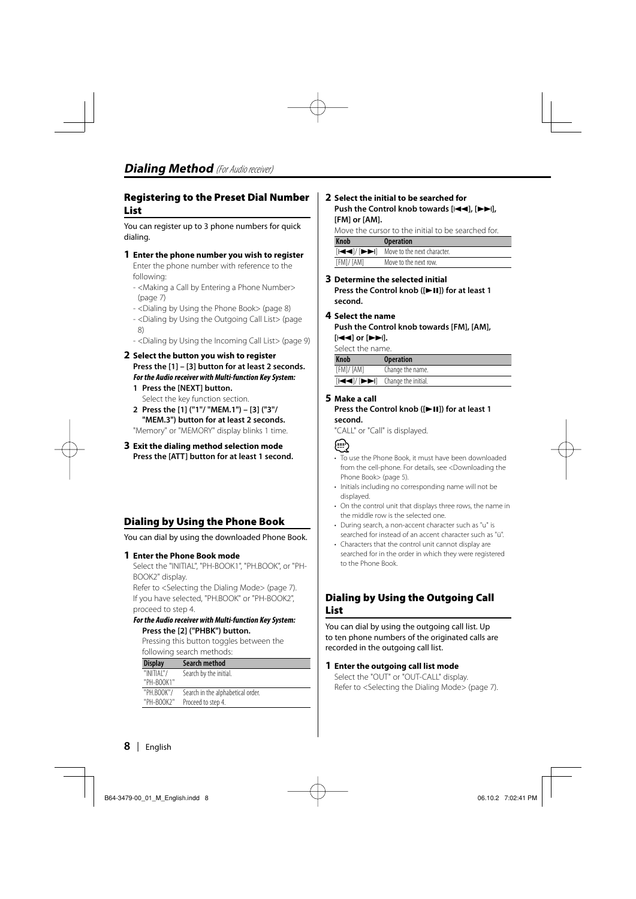## Dialing Method *(For Audio receiver)*

### Registering to the Preset Dial Number List

You can register up to 3 phone numbers for quick dialing.

**1 Enter the phone number you wish to register**

Enter the phone number with reference to the following:

- <Making a Call by Entering a Phone Number> (page 7)
- <Dialing by Using the Phone Book> (page 8)
- <Dialing by Using the Outgoing Call List> (page 8)
- <Dialing by Using the Incoming Call List> (page 9)

**2 Select the button you wish to register**
**Press the [1] – [3] button for at least 2 seconds.**

***For the Audio receiver with Multi-function Key System:***

1. **Press the [NEXT] button.**
   Select the key function section.
2. **Press the [1] ("1"/ "MEM.1") – [3] ("3"/ "MEM.3") button for at least 2 seconds.**

"Memory" or "MEMORY" display blinks 1 time.

**3 Exit the dialing method selection mode**
**Press the [ATT] button for at least 1 second.**

### Dialing by Using the Phone Book

You can dial by using the downloaded Phone Book.

**1 Enter the Phone Book mode**

Select the "INITIAL", "PH-BOOK1", "PH.BOOK", or "PH-BOOK2" display.
Refer to <Selecting the Dialing Mode> (page 7).
If you have selected, "PH.BOOK" or "PH-BOOK2", proceed to step 4.

***For the Audio receiver with Multi-function Key System:***
**Press the [2] ("PHBK") button.**
Pressing this button toggles between the following search methods:

| Display | Search method |
|---|---|
| "INITIAL"/ "PH-BOOK1" | Search by the initial. |
| "PH.BOOK"/ "PH-BOOK2" | Search in the alphabetical order. Proceed to step 4. |

**2 Select the initial to be searched for**
**Push the Control knob towards [|◄◄], [►►|], [FM] or [AM].**

Move the cursor to the initial to be searched for.

| Knob | Operation |
|---|---|
| [|◄◄]/ [►►|] | Move to the next character. |
| [FM]/ [AM] | Move to the next row. |

**3 Determine the selected initial**
**Press the Control knob ([►II]) for at least 1 second.**

**4 Select the name**
**Push the Control knob towards [FM], [AM], [|◄◄] or [►►|].**

Select the name.

| Knob | Operation |
|---|---|
| [FM]/ [AM] | Change the name. |
| [|◄◄]/ [►►|] | Change the initial. |

**5 Make a call**
**Press the Control knob ([►II]) for at least 1 second.**

"CALL" or "Call" is displayed.

- To use the Phone Book, it must have been downloaded from the cell-phone. For details, see <Downloading the Phone Book> (page 5).
- Initials including no corresponding name will not be displayed.
- On the control unit that displays three rows, the name in the middle row is the selected one.
- During search, a non-accent character such as "u" is searched for instead of an accent character such as "ü".
- Characters that the control unit cannot display are searched for in the order in which they were registered to the Phone Book.

### Dialing by Using the Outgoing Call List

You can dial by using the outgoing call list. Up to ten phone numbers of the originated calls are recorded in the outgoing call list.

**1 Enter the outgoing call list mode**

Select the "OUT" or "OUT-CALL" display.
Refer to <Selecting the Dialing Mode> (page 7).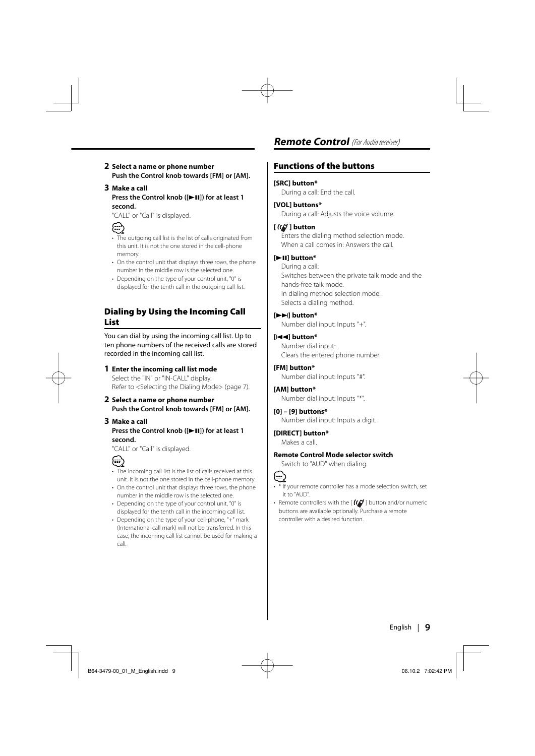**2 Select a name or phone number**
**Push the Control knob towards [FM] or [AM].**

**3 Make a call**
**Press the Control knob ([►II]) for at least 1 second.**
"CALL" or "Call" is displayed.

- The outgoing call list is the list of calls originated from this unit. It is not the one stored in the cell-phone memory.
- On the control unit that displays three rows, the phone number in the middle row is the selected one.
- Depending on the type of your control unit, "0" is displayed for the tenth call in the outgoing call list.

## Dialing by Using the Incoming Call List

You can dial by using the incoming call list. Up to ten phone numbers of the received calls are stored recorded in the incoming call list.

**1 Enter the incoming call list mode**
Select the "IN" or "IN-CALL" display.
Refer to <Selecting the Dialing Mode> (page 7).

**2 Select a name or phone number**
**Push the Control knob towards [FM] or [AM].**

**3 Make a call**
**Press the Control knob ([►II]) for at least 1 second.**
"CALL" or "Call" is displayed.

- The incoming call list is the list of calls received at this unit. It is not the one stored in the cell-phone memory.
- On the control unit that displays three rows, the phone number in the middle row is the selected one.
- Depending on the type of your control unit, "0" is displayed for the tenth call in the incoming call list.
- Depending on the type of your cell-phone, "+" mark (International call mark) will not be transferred. In this case, the incoming call list cannot be used for making a call.

# Remote Control *(For Audio receiver)*

## Functions of the buttons

**[SRC] button***
During a call: End the call.

**[VOL] buttons***
During a call: Adjusts the voice volume.

**[ ] button**
Enters the dialing method selection mode.
When a call comes in: Answers the call.

**[►II] button***
During a call:
Switches between the private talk mode and the hands-free talk mode.
In dialing method selection mode:
Selects a dialing method.

**[►►I] button***
Number dial input: Inputs "+".

**[I◄◄] button***
Number dial input:
Clears the entered phone number.

**[FM] button***
Number dial input: Inputs "#".

**[AM] button***
Number dial input: Inputs "*".

**[0] – [9] buttons***
Number dial input: Inputs a digit.

**[DIRECT] button***
Makes a call.

**Remote Control Mode selector switch**
Switch to "AUD" when dialing.

- * If your remote controller has a mode selection switch, set it to "AUD".
- Remote controllers with the [ ] button and/or numeric buttons are available optionally. Purchase a remote controller with a desired function.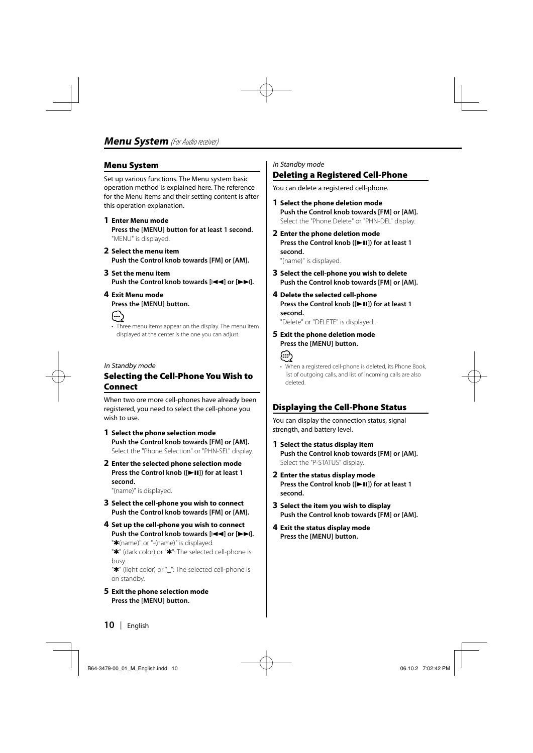# Menu System *(For Audio receiver)*

## Menu System

Set up various functions. The Menu system basic operation method is explained here. The reference for the Menu items and their setting content is after this operation explanation.

**1 Enter Menu mode**
**Press the [MENU] button for at least 1 second.**
"MENU" is displayed.

**2 Select the menu item**
**Push the Control knob towards [FM] or [AM].**

**3 Set the menu item**
**Push the Control knob towards [I◄◄] or [►►I].**

**4 Exit Menu mode**
**Press the [MENU] button.**

- Three menu items appear on the display. The menu item displayed at the center is the one you can adjust.

*In Standby mode*

## Selecting the Cell-Phone You Wish to Connect

When two ore more cell-phones have already been registered, you need to select the cell-phone you wish to use.

**1 Select the phone selection mode**
**Push the Control knob towards [FM] or [AM].**
Select the "Phone Selection" or "PHN-SEL" display.

**2 Enter the selected phone selection mode**
**Press the Control knob ([►II]) for at least 1 second.**
"(name)" is displayed.

**3 Select the cell-phone you wish to connect**
**Push the Control knob towards [FM] or [AM].**

**4 Set up the cell-phone you wish to connect**
**Push the Control knob towards [I◄◄] or [►►I].**
"✱(name)" or "-(name)" is displayed.
"✱" (dark color) or "✱": The selected cell-phone is busy.
"✱" (light color) or "_": The selected cell-phone is on standby.

**5 Exit the phone selection mode**
**Press the [MENU] button.**

*In Standby mode*

## Deleting a Registered Cell-Phone

You can delete a registered cell-phone.

**1 Select the phone deletion mode**
**Push the Control knob towards [FM] or [AM].**
Select the "Phone Delete" or "PHN-DEL" display.

**2 Enter the phone deletion mode**
**Press the Control knob ([►II]) for at least 1 second.**
"(name)" is displayed.

**3 Select the cell-phone you wish to delete**
**Push the Control knob towards [FM] or [AM].**

**4 Delete the selected cell-phone**
**Press the Control knob ([►II]) for at least 1 second.**
"Delete" or "DELETE" is displayed.

**5 Exit the phone deletion mode**
**Press the [MENU] button.**

- When a registered cell-phone is deleted, its Phone Book, list of outgoing calls, and list of incoming calls are also deleted.

## Displaying the Cell-Phone Status

You can display the connection status, signal strength, and battery level.

**1 Select the status display item**
**Push the Control knob towards [FM] or [AM].**
Select the "P-STATUS" display.

**2 Enter the status display mode**
**Press the Control knob ([►II]) for at least 1 second.**

**3 Select the item you wish to display**
**Push the Control knob towards [FM] or [AM].**

**4 Exit the status display mode**
**Press the [MENU] button.**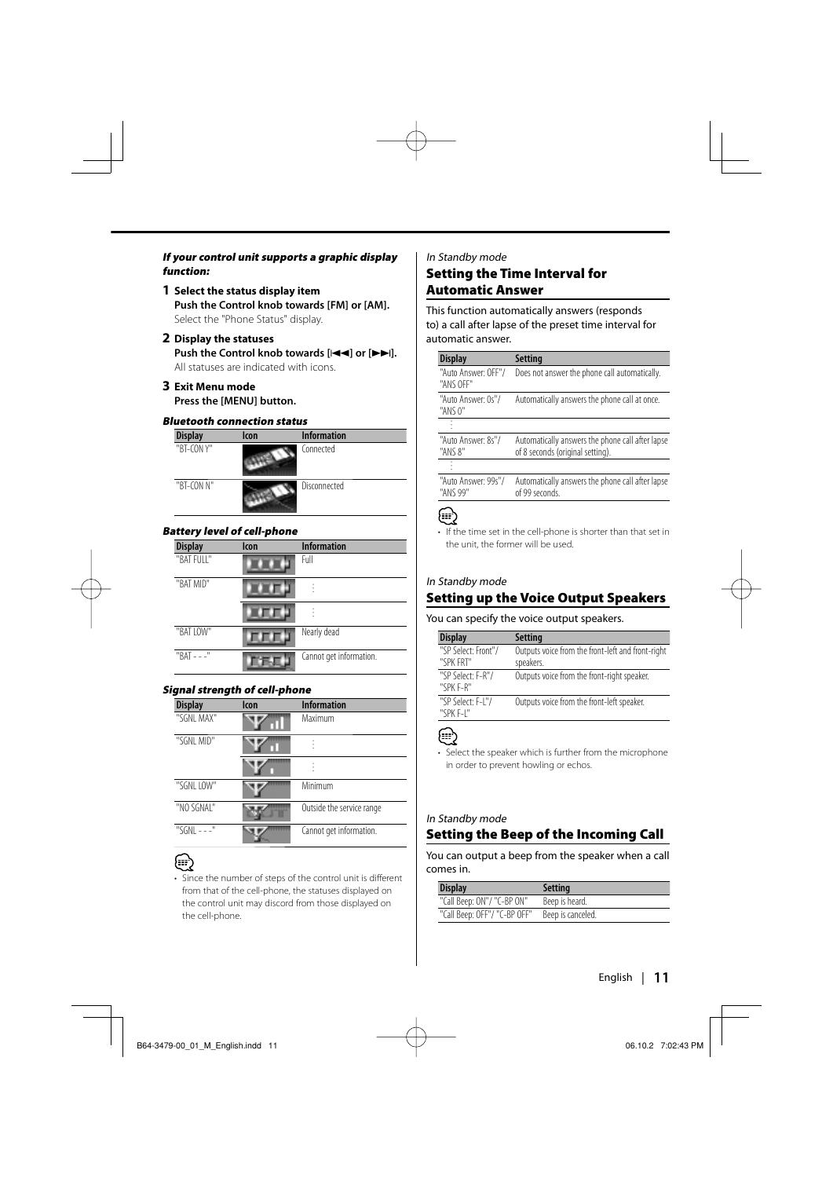***If your control unit supports a graphic display function:***

**1** **Select the status display item**
**Push the Control knob towards [FM] or [AM].**
Select the "Phone Status" display.

**2** **Display the statuses**
**Push the Control knob towards [|◄◄] or [►►|].**
All statuses are indicated with icons.

**3** **Exit Menu mode**
**Press the [MENU] button.**

***Bluetooth connection status***

| Display | Icon | Information |
|---|---|---|
| "BT-CON Y" | | Connected |
| "BT-CON N" | | Disconnected |

***Battery level of cell-phone***

| Display | Icon | Information |
|---|---|---|
| "BAT FULL" | | Full |
| "BAT MID" | | ⋮ |
| | | ⋮ |
| "BAT LOW" | | Nearly dead |
| "BAT - - -" | | Cannot get information. |

***Signal strength of cell-phone***

| Display | Icon | Information |
|---|---|---|
| "SGNL MAX" | | Maximum |
| "SGNL MID" | | ⋮ |
| | | ⋮ |
| "SGNL LOW" | | Minimum |
| "NO SGNAL" | | Outside the service range |
| "SGNL - - -" | | Cannot get information. |

- Since the number of steps of the control unit is different from that of the cell-phone, the statuses displayed on the control unit may discord from those displayed on the cell-phone.

*In Standby mode*

## Setting the Time Interval for Automatic Answer

This function automatically answers (responds to) a call after lapse of the preset time interval for automatic answer.

| Display | Setting |
|---|---|
| "Auto Answer: OFF"/ "ANS OFF" | Does not answer the phone call automatically. |
| "Auto Answer: 0s"/ "ANS 0" | Automatically answers the phone call at once. |
| ⋮ | |
| "Auto Answer: 8s"/ "ANS 8" | Automatically answers the phone call after lapse of 8 seconds (original setting). |
| ⋮ | |
| "Auto Answer: 99s"/ "ANS 99" | Automatically answers the phone call after lapse of 99 seconds. |

- If the time set in the cell-phone is shorter than that set in the unit, the former will be used.

*In Standby mode*

## Setting up the Voice Output Speakers

You can specify the voice output speakers.

| Display | Setting |
|---|---|
| "SP Select: Front"/ "SPK FRT" | Outputs voice from the front-left and front-right speakers. |
| "SP Select: F-R"/ "SPK F-R" | Outputs voice from the front-right speaker. |
| "SP Select: F-L"/ "SPK F-L" | Outputs voice from the front-left speaker. |

- Select the speaker which is further from the microphone in order to prevent howling or echos.

*In Standby mode*

## Setting the Beep of the Incoming Call

You can output a beep from the speaker when a call comes in.

| Display | Setting |
|---|---|
| "Call Beep: ON"/ "C-BP ON" | Beep is heard. |
| "Call Beep: OFF"/ "C-BP OFF" | Beep is canceled. |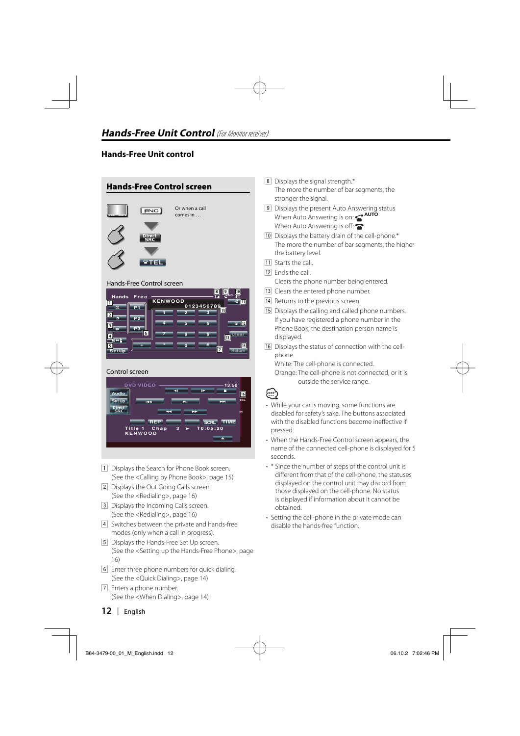# Hands-Free Unit Control *(For Monitor receiver)*

## Hands-Free Unit control

### Hands-Free Control screen

Or when a call comes in …

Hands-Free Control screen

Control screen

1. Displays the Search for Phone Book screen. (See the <Calling by Phone Book>, page 15)
2. Displays the Out Going Calls screen. (See the <Redialing>, page 16)
3. Displays the Incoming Calls screen. (See the <Redialing>, page 16)
4. Switches between the private and hands-free modes (only when a call in progress).
5. Displays the Hands-Free Set Up screen. (See the <Setting up the Hands-Free Phone>, page 16)
6. Enter three phone numbers for quick dialing. (See the <Quick Dialing>, page 14)
7. Enters a phone number. (See the <When Dialing>, page 14)
8. Displays the signal strength.*
   The more the number of bar segments, the stronger the signal.
9. Displays the present Auto Answering status
   When Auto Answering is on: AUTO
   When Auto Answering is off:
10. Displays the battery drain of the cell-phone.*
    The more the number of bar segments, the higher the battery level.
11. Starts the call.
12. Ends the call.
    Clears the phone number being entered.
13. Clears the entered phone number.
14. Returns to the previous screen.
15. Displays the calling and called phone numbers.
    If you have registered a phone number in the Phone Book, the destination person name is displayed.
16. Displays the status of connection with the cell-phone.
    White: The cell-phone is connected.
    Orange: The cell-phone is not connected, or it is outside the service range.

- While your car is moving, some functions are disabled for safety's sake. The buttons associated with the disabled functions become ineffective if pressed.
- When the Hands-Free Control screen appears, the name of the connected cell-phone is displayed for 5 seconds.
- * Since the number of steps of the control unit is different from that of the cell-phone, the statuses displayed on the control unit may discord from those displayed on the cell-phone. No status is displayed if information about it cannot be obtained.
- Setting the cell-phone in the private mode can disable the hands-free function.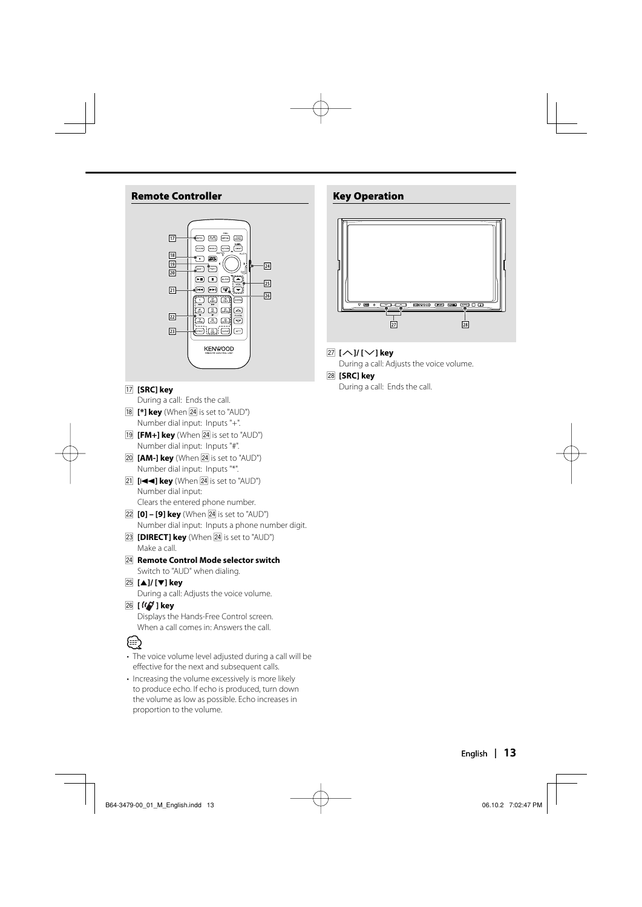## Remote Controller

17 **[SRC] key**
During a call: Ends the call.

18 **[*] key** (When 24 is set to "AUD")
Number dial input: Inputs "+".

19 **[FM+] key** (When 24 is set to "AUD")
Number dial input: Inputs "#".

20 **[AM-] key** (When 24 is set to "AUD")
Number dial input: Inputs "*".

21 **[|◄◄] key** (When 24 is set to "AUD")
Number dial input:
Clears the entered phone number.

22 **[0] – [9] key** (When 24 is set to "AUD")
Number dial input: Inputs a phone number digit.

23 **[DIRECT] key** (When 24 is set to "AUD")
Make a call.

24 **Remote Control Mode selector switch**
Switch to "AUD" when dialing.

25 **[▲]/ [▼] key**
During a call: Adjusts the voice volume.

26 **[ ] key**
Displays the Hands-Free Control screen.
When a call comes in: Answers the call.

- The voice volume level adjusted during a call will be effective for the next and subsequent calls.
- Increasing the volume excessively is more likely to produce echo. If echo is produced, turn down the volume as low as possible. Echo increases in proportion to the volume.

## Key Operation

27 **[∧]/ [∨] key**
During a call: Adjusts the voice volume.

28 **[SRC] key**
During a call: Ends the call.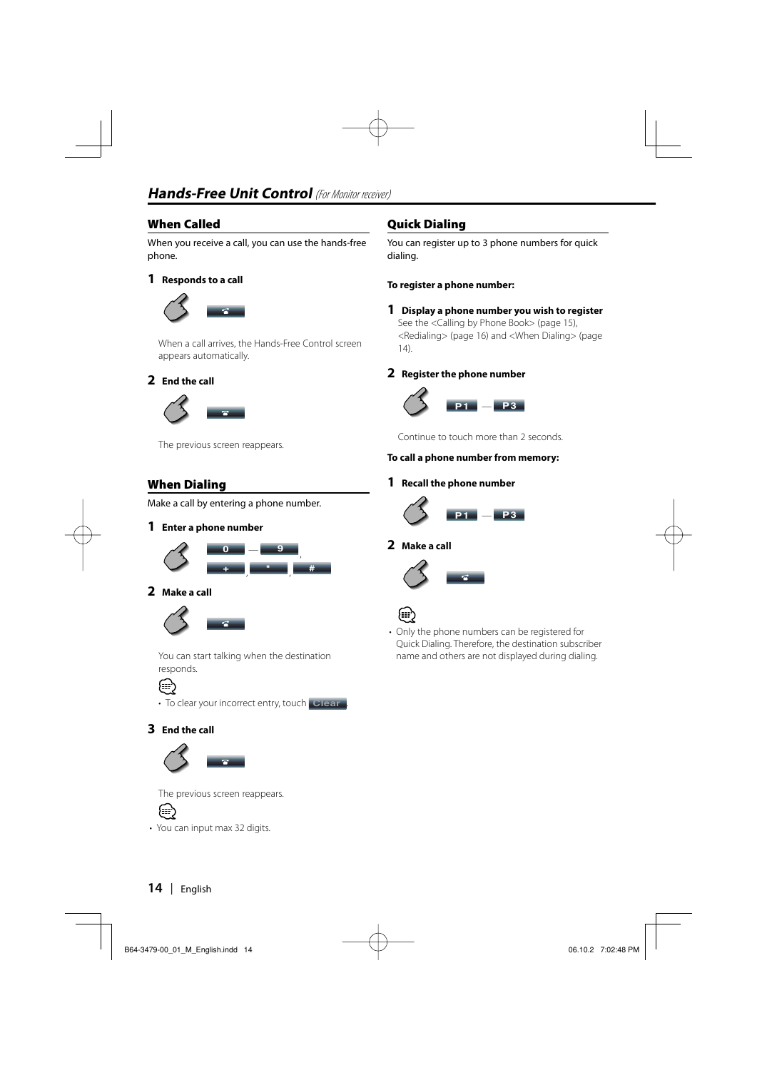# Hands-Free Unit Control *(For Monitor receiver)*

## When Called

When you receive a call, you can use the hands-free phone.

**1 Responds to a call**

When a call arrives, the Hands-Free Control screen appears automatically.

**2 End the call**

The previous screen reappears.

## When Dialing

Make a call by entering a phone number.

**1 Enter a phone number**

0 — 9, +, *, #

**2 Make a call**

You can start talking when the destination responds.

- To clear your incorrect entry, touch Clear.

**3 End the call**

The previous screen reappears.

- You can input max 32 digits.

## Quick Dialing

You can register up to 3 phone numbers for quick dialing.

**To register a phone number:**

**1 Display a phone number you wish to register**

See the <Calling by Phone Book> (page 15), <Redialing> (page 16) and <When Dialing> (page 14).

**2 Register the phone number**

P1 — P3

Continue to touch more than 2 seconds.

**To call a phone number from memory:**

**1 Recall the phone number**

P1 — P3

**2 Make a call**

- Only the phone numbers can be registered for Quick Dialing. Therefore, the destination subscriber name and others are not displayed during dialing.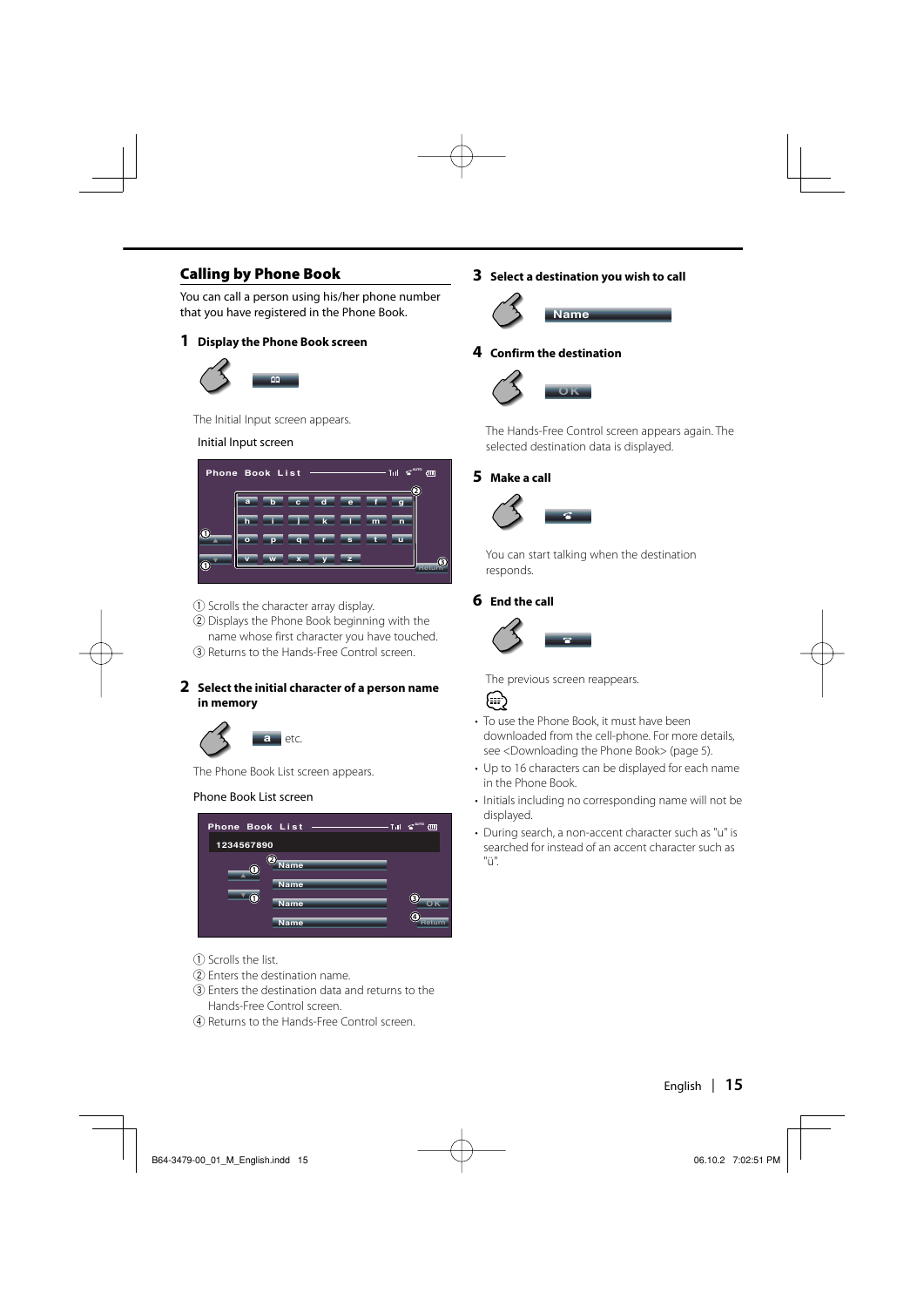## Calling by Phone Book

You can call a person using his/her phone number that you have registered in the Phone Book.

**1 Display the Phone Book screen**

The Initial Input screen appears.

Initial Input screen

① Scrolls the character array display.
② Displays the Phone Book beginning with the name whose first character you have touched.
③ Returns to the Hands-Free Control screen.

**2 Select the initial character of a person name in memory**

[a] etc.

The Phone Book List screen appears.

Phone Book List screen

① Scrolls the list.
② Enters the destination name.
③ Enters the destination data and returns to the Hands-Free Control screen.
④ Returns to the Hands-Free Control screen.

**3 Select a destination you wish to call**

[Name]

**4 Confirm the destination**

[OK]

The Hands-Free Control screen appears again. The selected destination data is displayed.

**5 Make a call**

You can start talking when the destination responds.

**6 End the call**

The previous screen reappears.

- To use the Phone Book, it must have been downloaded from the cell-phone. For more details, see <Downloading the Phone Book> (page 5).
- Up to 16 characters can be displayed for each name in the Phone Book.
- Initials including no corresponding name will not be displayed.
- During search, a non-accent character such as "u" is searched for instead of an accent character such as "ü".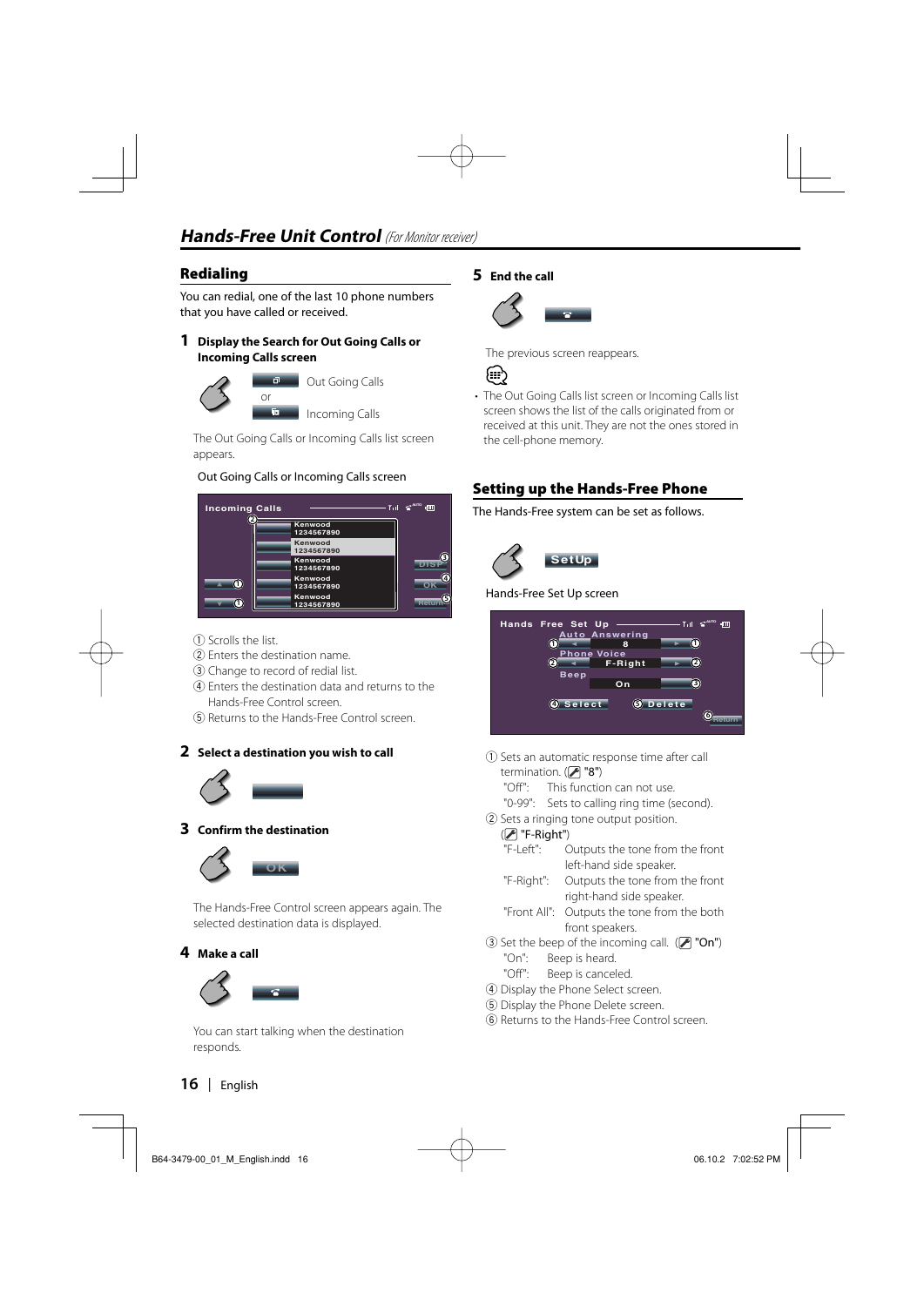# Hands-Free Unit Control *(For Monitor receiver)*

## Redialing

You can redial, one of the last 10 phone numbers that you have called or received.

**1 Display the Search for Out Going Calls or Incoming Calls screen**

Out Going Calls

or

Incoming Calls

The Out Going Calls or Incoming Calls list screen appears.

Out Going Calls or Incoming Calls screen

① Scrolls the list.
② Enters the destination name.
③ Change to record of redial list.
④ Enters the destination data and returns to the Hands-Free Control screen.
⑤ Returns to the Hands-Free Control screen.

**2 Select a destination you wish to call**

**3 Confirm the destination**

The Hands-Free Control screen appears again. The selected destination data is displayed.

**4 Make a call**

You can start talking when the destination responds.

**5 End the call**

The previous screen reappears.

- The Out Going Calls list screen or Incoming Calls list screen shows the list of the calls originated from or received at this unit. They are not the ones stored in the cell-phone memory.

## Setting up the Hands-Free Phone

The Hands-Free system can be set as follows.

Hands-Free Set Up screen

① Sets an automatic response time after call termination. ("8")
"Off": This function can not use.
"0-99": Sets to calling ring time (second).
② Sets a ringing tone output position.
("F-Right")
"F-Left": Outputs the tone from the front left-hand side speaker.
"F-Right": Outputs the tone from the front right-hand side speaker.
"Front All": Outputs the tone from the both front speakers.
③ Set the beep of the incoming call. ("On")
"On": Beep is heard.
"Off": Beep is canceled.
④ Display the Phone Select screen.
⑤ Display the Phone Delete screen.
⑥ Returns to the Hands-Free Control screen.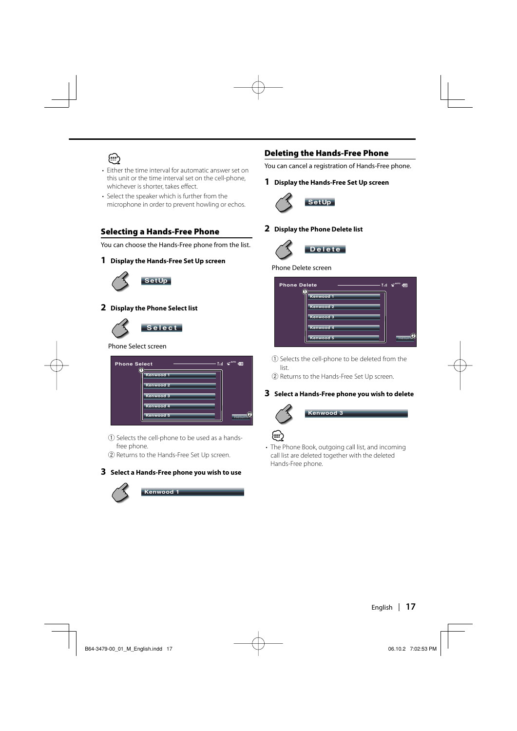- Either the time interval for automatic answer set on this unit or the time interval set on the cell-phone, whichever is shorter, takes effect.
- Select the speaker which is further from the microphone in order to prevent howling or echos.

## Selecting a Hands-Free Phone

You can choose the Hands-Free phone from the list.

**1 Display the Hands-Free Set Up screen**

SetUp

**2 Display the Phone Select list**

Select

Phone Select screen

① Selects the cell-phone to be used as a hands-free phone.
② Returns to the Hands-Free Set Up screen.

**3 Select a Hands-Free phone you wish to use**

Kenwood 1

## Deleting the Hands-Free Phone

You can cancel a registration of Hands-Free phone.

**1 Display the Hands-Free Set Up screen**

SetUp

**2 Display the Phone Delete list**

Delete

Phone Delete screen

① Selects the cell-phone to be deleted from the list.
② Returns to the Hands-Free Set Up screen.

**3 Select a Hands-Free phone you wish to delete**

Kenwood 3

- The Phone Book, outgoing call list, and incoming call list are deleted together with the deleted Hands-Free phone.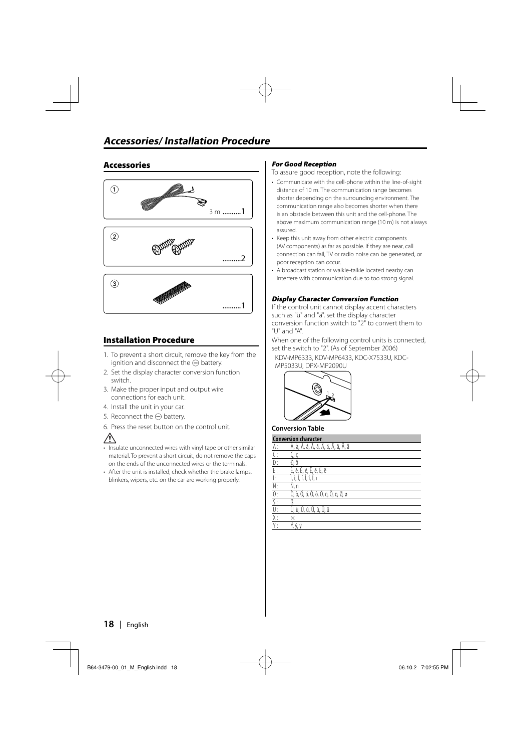# Accessories/ Installation Procedure

## Accessories

①
3 m ..........1

②
..........2

③
..........1

## Installation Procedure

1. To prevent a short circuit, remove the key from the ignition and disconnect the ⊖ battery.
2. Set the display character conversion function switch.
3. Make the proper input and output wire connections for each unit.
4. Install the unit in your car.
5. Reconnect the ⊖ battery.
6. Press the reset button on the control unit.

⚠

- Insulate unconnected wires with vinyl tape or other similar material. To prevent a short circuit, do not remove the caps on the ends of the unconnected wires or the terminals.
- After the unit is installed, check whether the brake lamps, blinkers, wipers, etc. on the car are working properly.

### *For Good Reception*

To assure good reception, note the following:

- Communicate with the cell-phone within the line-of-sight distance of 10 m. The communication range becomes shorter depending on the surrounding environment. The communication range also becomes shorter when there is an obstacle between this unit and the cell-phone. The above maximum communication range (10 m) is not always assured.
- Keep this unit away from other electric components (AV components) as far as possible. If they are near, call connection can fail, TV or radio noise can be generated, or poor reception can occur.
- A broadcast station or walkie-talkie located nearby can interfere with communication due to too strong signal.

### *Display Character Conversion Function*

If the control unit cannot display accent characters such as "ü" and "ä", set the display character conversion function switch to "2" to convert them to "U" and "A".

When one of the following control units is connected, set the switch to "2". (As of September 2006)

KDV-MP6333, KDV-MP6433, KDC-X7533U, KDC-MP5033U, DPX-MP2090U

**Conversion Table**

| | Conversion character |
|---|---|
| A : | À, à, Á, á, Â, â, Ã, ã, Ä, ä, Å, å |
| C : | Ç, ç |
| D : | Ð, ð |
| E : | È, è, É, é, Ê, ê, Ë, ë |
| I : | Ì, ì, Í, í, Î, î, Ï, ï |
| N : | Ñ, ñ |
| O : | Ò, ò, Ó, ó, Ô, ô, Õ, õ, Ö, ö, Ø, ø |
| S : | ß |
| U : | Ù, ù, Ú, ú, Û, û, Ü, ü |
| X : | × |
| Y : | Ý, ý, ÿ |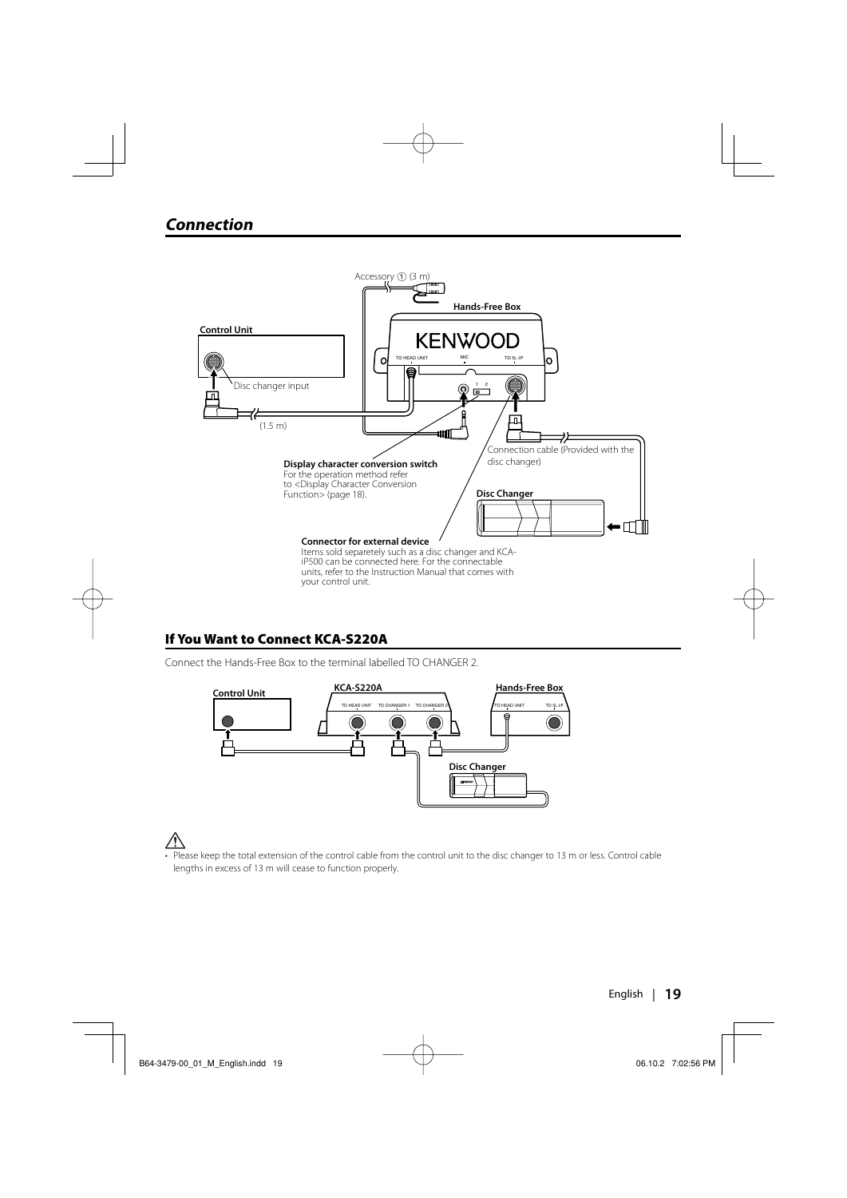# Connection

Accessory ① (3 m)

Hands-Free Box

Control Unit

TO HEAD UNIT MIC TO SL I/F

Disc changer input

(1.5 m)

**Display character conversion switch**
For the operation method refer to <Display Character Conversion Function> (page 18).

Connection cable (Provided with the disc changer)

**Disc Changer**

**Connector for external device**
Items sold separetely such as a disc changer and KCA-iP500 can be connected here. For the connectable units, refer to the Instruction Manual that comes with your control unit.

## If You Want to Connect KCA-S220A

Connect the Hands-Free Box to the terminal labelled TO CHANGER 2.

Control Unit | KCA-S220A | Hands-Free Box

TO HEAD UNIT TO CHANGER 1 TO CHANGER 2 | TO HEAD UNIT TO SL I/F

Disc Changer

⚠

- Please keep the total extension of the control cable from the control unit to the disc changer to 13 m or less. Control cable lengths in excess of 13 m will cease to function properly.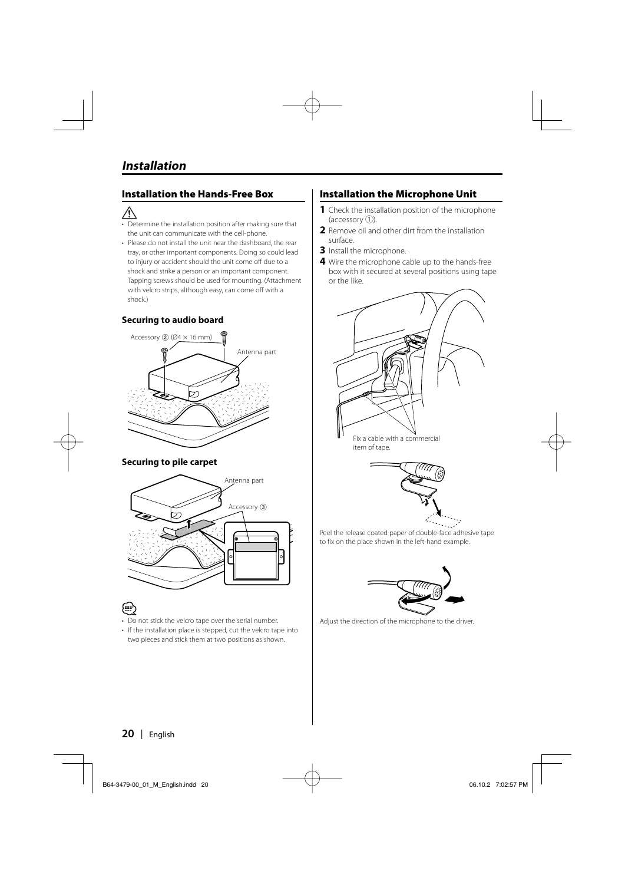# Installation

## Installation the Hands-Free Box

⚠

- Determine the installation position after making sure that the unit can communicate with the cell-phone.
- Please do not install the unit near the dashboard, the rear tray, or other important components. Doing so could lead to injury or accident should the unit come off due to a shock and strike a person or an important component. Tapping screws should be used for mounting. (Attachment with velcro strips, although easy, can come off with a shock.)

### Securing to audio board

Accessory ② (Ø4 × 16 mm)

Antenna part

### Securing to pile carpet

Antenna part

Accessory ③

- Do not stick the velcro tape over the serial number.
- If the installation place is stepped, cut the velcro tape into two pieces and stick them at two positions as shown.

## Installation the Microphone Unit

**1** Check the installation position of the microphone (accessory ①).

**2** Remove oil and other dirt from the installation surface.

**3** Install the microphone.

**4** Wire the microphone cable up to the hands-free box with it secured at several positions using tape or the like.

Fix a cable with a commercial item of tape.

Peel the release coated paper of double-face adhesive tape to fix on the place shown in the left-hand example.

Adjust the direction of the microphone to the driver.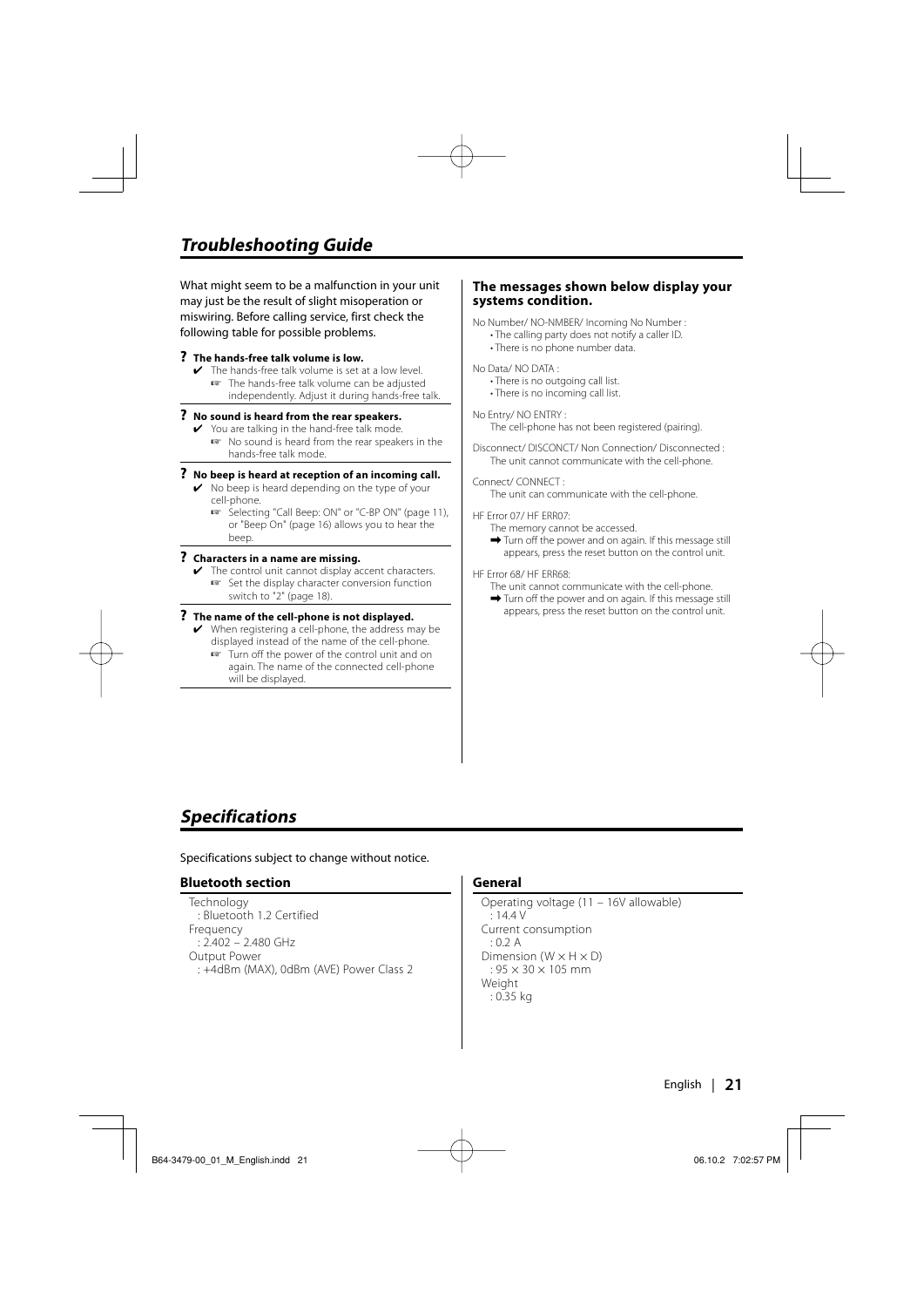## *Troubleshooting Guide*

What might seem to be a malfunction in your unit may just be the result of slight misoperation or miswiring. Before calling service, first check the following table for possible problems.

**? The hands-free talk volume is low.**

- ✔ The hands-free talk volume is set at a low level.
  - ☞ The hands-free talk volume can be adjusted independently. Adjust it during hands-free talk.

**? No sound is heard from the rear speakers.**

- ✔ You are talking in the hand-free talk mode.
  - ☞ No sound is heard from the rear speakers in the hands-free talk mode.

**? No beep is heard at reception of an incoming call.**

- ✔ No beep is heard depending on the type of your cell-phone.
  - ☞ Selecting "Call Beep: ON" or "C-BP ON" (page 11), or "Beep On" (page 16) allows you to hear the beep.

**? Characters in a name are missing.**

- ✔ The control unit cannot display accent characters.
  - ☞ Set the display character conversion function switch to "2" (page 18).

**? The name of the cell-phone is not displayed.**

- ✔ When registering a cell-phone, the address may be displayed instead of the name of the cell-phone.
  - ☞ Turn off the power of the control unit and on again. The name of the connected cell-phone will be displayed.

### The messages shown below display your systems condition.

No Number/ NO-NMBER/ Incoming No Number :
- The calling party does not notify a caller ID.
- There is no phone number data.

No Data/ NO DATA :
- There is no outgoing call list.
- There is no incoming call list.

No Entry/ NO ENTRY :
The cell-phone has not been registered (pairing).

Disconnect/ DISCONCT/ Non Connection/ Disconnected :
The unit cannot communicate with the cell-phone.

Connect/ CONNECT :
The unit can communicate with the cell-phone.

HF Error 07/ HF ERR07:
The memory cannot be accessed.
➡ Turn off the power and on again. If this message still appears, press the reset button on the control unit.

HF Error 68/ HF ERR68:
The unit cannot communicate with the cell-phone.
➡ Turn off the power and on again. If this message still appears, press the reset button on the control unit.

## *Specifications*

Specifications subject to change without notice.

### Bluetooth section

Technology
: Bluetooth 1.2 Certified

Frequency
: 2.402 – 2.480 GHz

Output Power
: +4dBm (MAX), 0dBm (AVE) Power Class 2

### General

Operating voltage (11 – 16V allowable)
: 14.4 V

Current consumption
: 0.2 A

Dimension (W × H × D)
: 95 × 30 × 105 mm

Weight
: 0.35 kg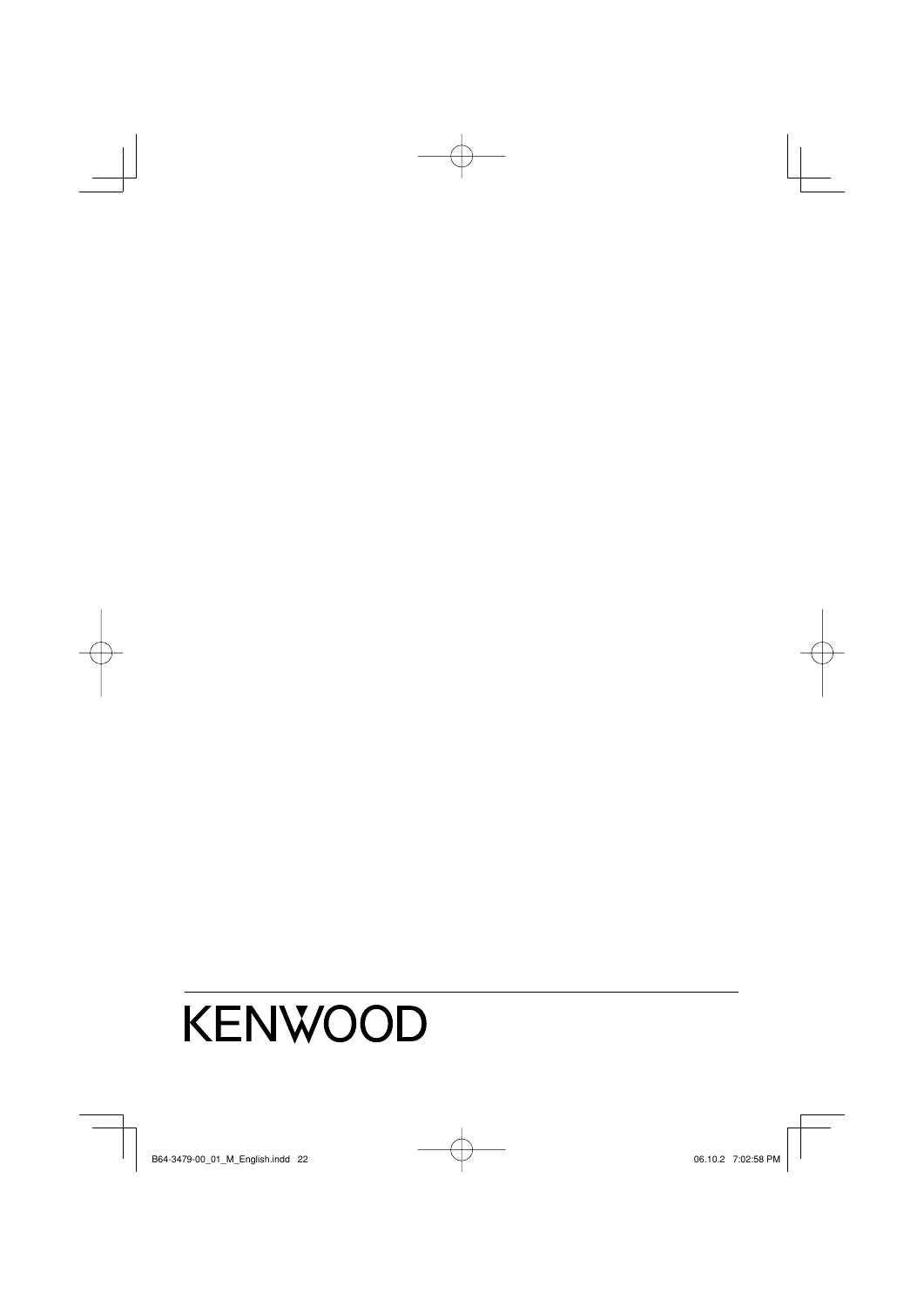KENWOOD